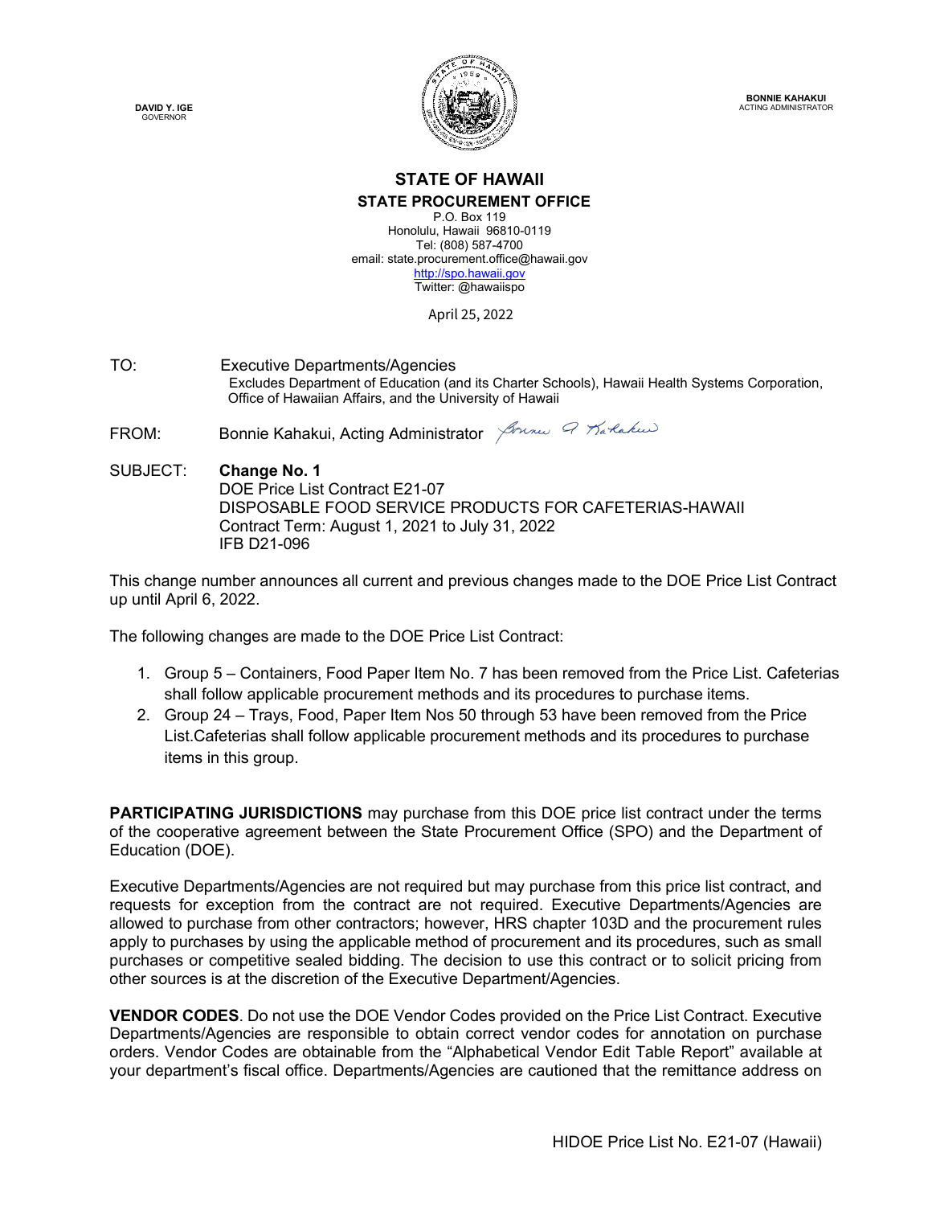**DAVID Y. IGE**
GOVERNOR

**BONNIE KAHAKUI**
ACTING ADMINISTRATOR

# STATE OF HAWAII

## STATE PROCUREMENT OFFICE

P.O. Box 119
Honolulu, Hawaii 96810-0119
Tel: (808) 587-4700
email: state.procurement.office@hawaii.gov
http://spo.hawaii.gov
Twitter: @hawaiispo

April 25, 2022

TO: Executive Departments/Agencies
Excludes Department of Education (and its Charter Schools), Hawaii Health Systems Corporation, Office of Hawaiian Affairs, and the University of Hawaii

FROM: Bonnie Kahakui, Acting Administrator

SUBJECT: **Change No. 1**
DOE Price List Contract E21-07
DISPOSABLE FOOD SERVICE PRODUCTS FOR CAFETERIAS-HAWAII
Contract Term: August 1, 2021 to July 31, 2022
IFB D21-096

This change number announces all current and previous changes made to the DOE Price List Contract up until April 6, 2022.

The following changes are made to the DOE Price List Contract:

1. Group 5 – Containers, Food Paper Item No. 7 has been removed from the Price List. Cafeterias shall follow applicable procurement methods and its procedures to purchase items.
2. Group 24 – Trays, Food, Paper Item Nos 50 through 53 have been removed from the Price List.Cafeterias shall follow applicable procurement methods and its procedures to purchase items in this group.

**PARTICIPATING JURISDICTIONS** may purchase from this DOE price list contract under the terms of the cooperative agreement between the State Procurement Office (SPO) and the Department of Education (DOE).

Executive Departments/Agencies are not required but may purchase from this price list contract, and requests for exception from the contract are not required. Executive Departments/Agencies are allowed to purchase from other contractors; however, HRS chapter 103D and the procurement rules apply to purchases by using the applicable method of procurement and its procedures, such as small purchases or competitive sealed bidding. The decision to use this contract or to solicit pricing from other sources is at the discretion of the Executive Department/Agencies.

**VENDOR CODES**. Do not use the DOE Vendor Codes provided on the Price List Contract. Executive Departments/Agencies are responsible to obtain correct vendor codes for annotation on purchase orders. Vendor Codes are obtainable from the "Alphabetical Vendor Edit Table Report" available at your department's fiscal office. Departments/Agencies are cautioned that the remittance address on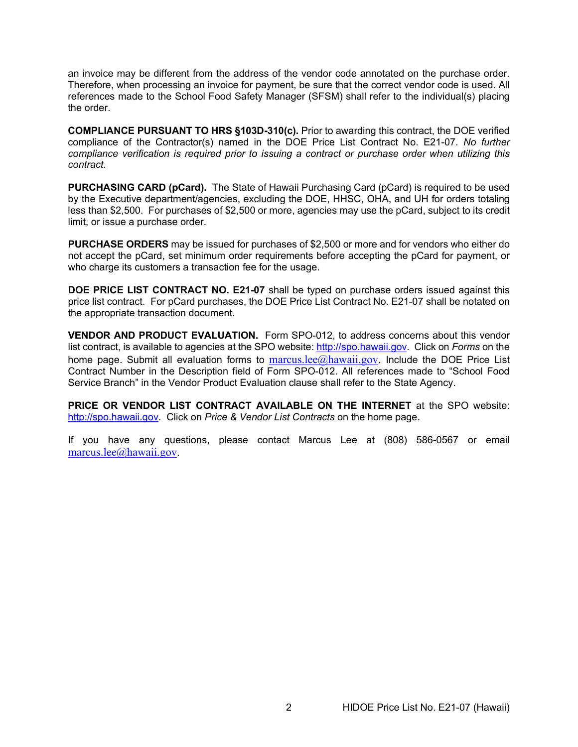an invoice may be different from the address of the vendor code annotated on the purchase order. Therefore, when processing an invoice for payment, be sure that the correct vendor code is used. All references made to the School Food Safety Manager (SFSM) shall refer to the individual(s) placing the order.

**COMPLIANCE PURSUANT TO HRS §103D-310(c).** Prior to awarding this contract, the DOE verified compliance of the Contractor(s) named in the DOE Price List Contract No. E21-07. *No further compliance verification is required prior to issuing a contract or purchase order when utilizing this contract.*

**PURCHASING CARD (pCard).** The State of Hawaii Purchasing Card (pCard) is required to be used by the Executive department/agencies, excluding the DOE, HHSC, OHA, and UH for orders totaling less than $2,500. For purchases of $2,500 or more, agencies may use the pCard, subject to its credit limit, or issue a purchase order.

**PURCHASE ORDERS** may be issued for purchases of $2,500 or more and for vendors who either do not accept the pCard, set minimum order requirements before accepting the pCard for payment, or who charge its customers a transaction fee for the usage.

**DOE PRICE LIST CONTRACT NO. E21-07** shall be typed on purchase orders issued against this price list contract. For pCard purchases, the DOE Price List Contract No. E21-07 shall be notated on the appropriate transaction document.

**VENDOR AND PRODUCT EVALUATION.** Form SPO-012, to address concerns about this vendor list contract, is available to agencies at the SPO website: http://spo.hawaii.gov. Click on *Forms* on the home page. Submit all evaluation forms to marcus.lee@hawaii.gov. Include the DOE Price List Contract Number in the Description field of Form SPO-012. All references made to "School Food Service Branch" in the Vendor Product Evaluation clause shall refer to the State Agency.

**PRICE OR VENDOR LIST CONTRACT AVAILABLE ON THE INTERNET** at the SPO website: http://spo.hawaii.gov. Click on *Price & Vendor List Contracts* on the home page.

If you have any questions, please contact Marcus Lee at (808) 586-0567 or email marcus.lee@hawaii.gov.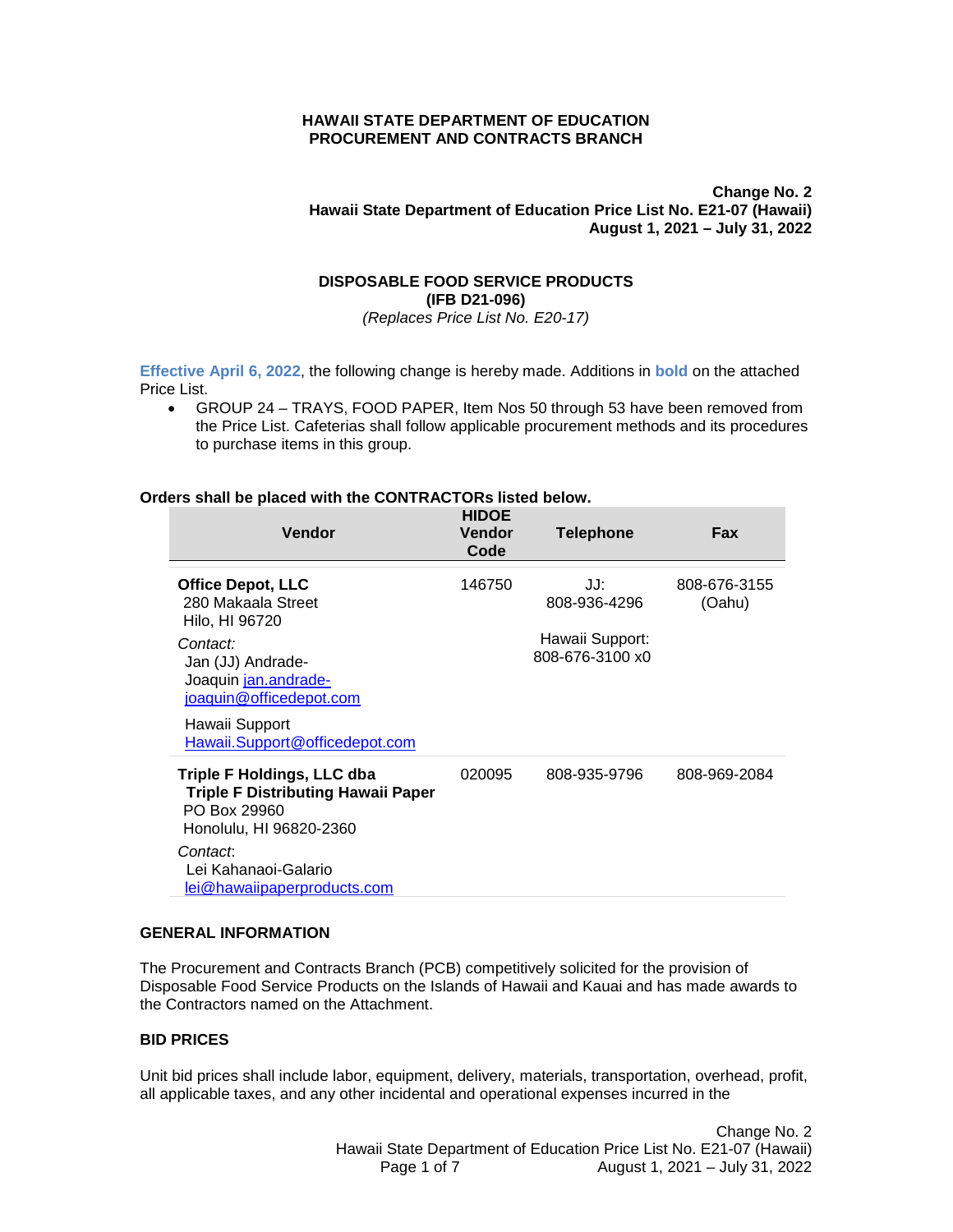**HAWAII STATE DEPARTMENT OF EDUCATION**
**PROCUREMENT AND CONTRACTS BRANCH**

**Change No. 2**
**Hawaii State Department of Education Price List No. E21-07 (Hawaii)**
**August 1, 2021 – July 31, 2022**

**DISPOSABLE FOOD SERVICE PRODUCTS**
**(IFB D21-096)**
*(Replaces Price List No. E20-17)*

**Effective April 6, 2022**, the following change is hereby made. Additions in **bold** on the attached Price List.

- GROUP 24 – TRAYS, FOOD PAPER, Item Nos 50 through 53 have been removed from the Price List. Cafeterias shall follow applicable procurement methods and its procedures to purchase items in this group.

**Orders shall be placed with the CONTRACTORs listed below.**

| Vendor | HIDOE Vendor Code | Telephone | Fax |
|---|---|---|---|
| **Office Depot, LLC**<br>280 Makaala Street<br>Hilo, HI 96720<br>*Contact:*<br>Jan (JJ) Andrade-Joaquin jan.andrade-joaquin@officedepot.com<br>Hawaii Support<br>Hawaii.Support@officedepot.com | 146750 | JJ:<br>808-936-4296<br>Hawaii Support:<br>808-676-3100 x0 | 808-676-3155 (Oahu) |
| **Triple F Holdings, LLC dba Triple F Distributing Hawaii Paper**<br>PO Box 29960<br>Honolulu, HI 96820-2360<br>*Contact*:<br>Lei Kahanaoi-Galario<br>lei@hawaiipaperproducts.com | 020095 | 808-935-9796 | 808-969-2084 |

## GENERAL INFORMATION

The Procurement and Contracts Branch (PCB) competitively solicited for the provision of Disposable Food Service Products on the Islands of Hawaii and Kauai and has made awards to the Contractors named on the Attachment.

## BID PRICES

Unit bid prices shall include labor, equipment, delivery, materials, transportation, overhead, profit, all applicable taxes, and any other incidental and operational expenses incurred in the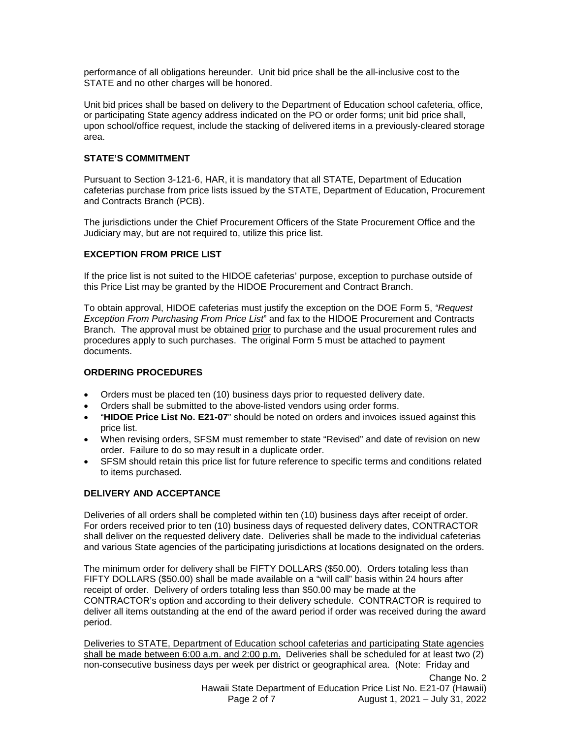performance of all obligations hereunder. Unit bid price shall be the all-inclusive cost to the STATE and no other charges will be honored.

Unit bid prices shall be based on delivery to the Department of Education school cafeteria, office, or participating State agency address indicated on the PO or order forms; unit bid price shall, upon school/office request, include the stacking of delivered items in a previously-cleared storage area.

### STATE'S COMMITMENT

Pursuant to Section 3-121-6, HAR, it is mandatory that all STATE, Department of Education cafeterias purchase from price lists issued by the STATE, Department of Education, Procurement and Contracts Branch (PCB).

The jurisdictions under the Chief Procurement Officers of the State Procurement Office and the Judiciary may, but are not required to, utilize this price list.

### EXCEPTION FROM PRICE LIST

If the price list is not suited to the HIDOE cafeterias' purpose, exception to purchase outside of this Price List may be granted by the HIDOE Procurement and Contract Branch.

To obtain approval, HIDOE cafeterias must justify the exception on the DOE Form 5, *"Request Exception From Purchasing From Price List*" and fax to the HIDOE Procurement and Contracts Branch. The approval must be obtained prior to purchase and the usual procurement rules and procedures apply to such purchases. The original Form 5 must be attached to payment documents.

### ORDERING PROCEDURES

- Orders must be placed ten (10) business days prior to requested delivery date.
- Orders shall be submitted to the above-listed vendors using order forms.
- "**HIDOE Price List No. E21-07**" should be noted on orders and invoices issued against this price list.
- When revising orders, SFSM must remember to state "Revised" and date of revision on new order. Failure to do so may result in a duplicate order.
- SFSM should retain this price list for future reference to specific terms and conditions related to items purchased.

### DELIVERY AND ACCEPTANCE

Deliveries of all orders shall be completed within ten (10) business days after receipt of order. For orders received prior to ten (10) business days of requested delivery dates, CONTRACTOR shall deliver on the requested delivery date. Deliveries shall be made to the individual cafeterias and various State agencies of the participating jurisdictions at locations designated on the orders.

The minimum order for delivery shall be FIFTY DOLLARS ($50.00). Orders totaling less than FIFTY DOLLARS ($50.00) shall be made available on a "will call" basis within 24 hours after receipt of order. Delivery of orders totaling less than $50.00 may be made at the CONTRACTOR's option and according to their delivery schedule. CONTRACTOR is required to deliver all items outstanding at the end of the award period if order was received during the award period.

Deliveries to STATE, Department of Education school cafeterias and participating State agencies shall be made between 6:00 a.m. and 2:00 p.m. Deliveries shall be scheduled for at least two (2) non-consecutive business days per week per district or geographical area. (Note: Friday and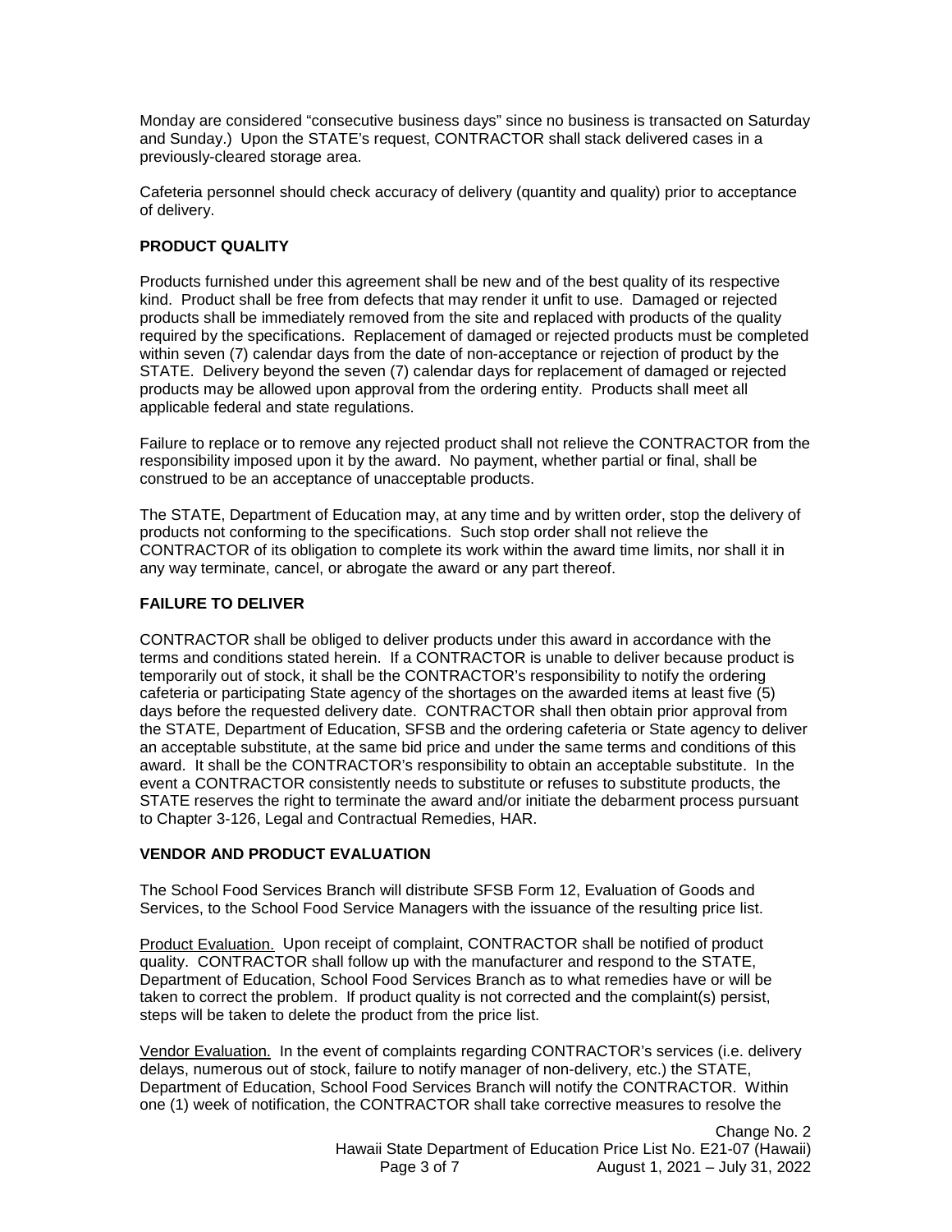Monday are considered "consecutive business days" since no business is transacted on Saturday and Sunday.) Upon the STATE's request, CONTRACTOR shall stack delivered cases in a previously-cleared storage area.

Cafeteria personnel should check accuracy of delivery (quantity and quality) prior to acceptance of delivery.

**PRODUCT QUALITY**

Products furnished under this agreement shall be new and of the best quality of its respective kind. Product shall be free from defects that may render it unfit to use. Damaged or rejected products shall be immediately removed from the site and replaced with products of the quality required by the specifications. Replacement of damaged or rejected products must be completed within seven (7) calendar days from the date of non-acceptance or rejection of product by the STATE. Delivery beyond the seven (7) calendar days for replacement of damaged or rejected products may be allowed upon approval from the ordering entity. Products shall meet all applicable federal and state regulations.

Failure to replace or to remove any rejected product shall not relieve the CONTRACTOR from the responsibility imposed upon it by the award. No payment, whether partial or final, shall be construed to be an acceptance of unacceptable products.

The STATE, Department of Education may, at any time and by written order, stop the delivery of products not conforming to the specifications. Such stop order shall not relieve the CONTRACTOR of its obligation to complete its work within the award time limits, nor shall it in any way terminate, cancel, or abrogate the award or any part thereof.

**FAILURE TO DELIVER**

CONTRACTOR shall be obliged to deliver products under this award in accordance with the terms and conditions stated herein. If a CONTRACTOR is unable to deliver because product is temporarily out of stock, it shall be the CONTRACTOR's responsibility to notify the ordering cafeteria or participating State agency of the shortages on the awarded items at least five (5) days before the requested delivery date. CONTRACTOR shall then obtain prior approval from the STATE, Department of Education, SFSB and the ordering cafeteria or State agency to deliver an acceptable substitute, at the same bid price and under the same terms and conditions of this award. It shall be the CONTRACTOR's responsibility to obtain an acceptable substitute. In the event a CONTRACTOR consistently needs to substitute or refuses to substitute products, the STATE reserves the right to terminate the award and/or initiate the debarment process pursuant to Chapter 3-126, Legal and Contractual Remedies, HAR.

**VENDOR AND PRODUCT EVALUATION**

The School Food Services Branch will distribute SFSB Form 12, Evaluation of Goods and Services, to the School Food Service Managers with the issuance of the resulting price list.

Product Evaluation. Upon receipt of complaint, CONTRACTOR shall be notified of product quality. CONTRACTOR shall follow up with the manufacturer and respond to the STATE, Department of Education, School Food Services Branch as to what remedies have or will be taken to correct the problem. If product quality is not corrected and the complaint(s) persist, steps will be taken to delete the product from the price list.

Vendor Evaluation. In the event of complaints regarding CONTRACTOR's services (i.e. delivery delays, numerous out of stock, failure to notify manager of non-delivery, etc.) the STATE, Department of Education, School Food Services Branch will notify the CONTRACTOR. Within one (1) week of notification, the CONTRACTOR shall take corrective measures to resolve the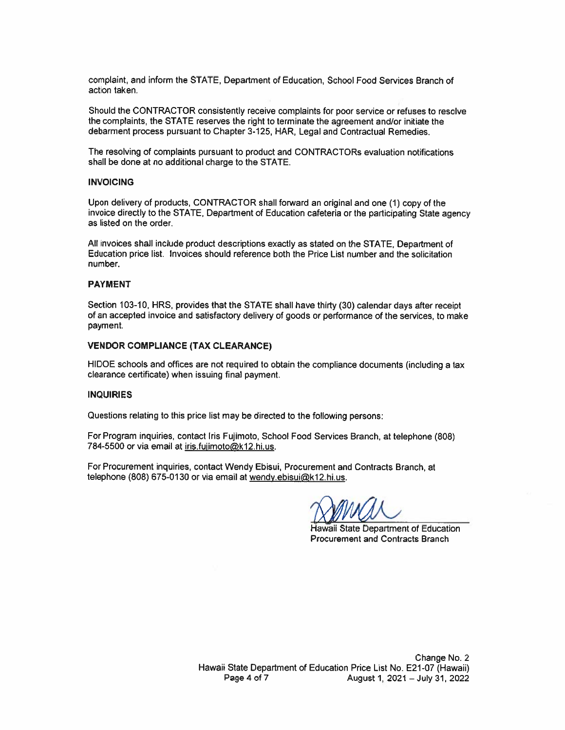complaint, and inform the STATE, Department of Education, School Food Services Branch of action taken.

Should the CONTRACTOR consistently receive complaints for poor service or refuses to resolve the complaints, the STATE reserves the right to terminate the agreement and/or initiate the debarment process pursuant to Chapter 3-125, HAR, Legal and Contractual Remedies.

The resolving of complaints pursuant to product and CONTRACTORs evaluation notifications shall be done at no additional charge to the STATE.

**INVOICING**

Upon delivery of products, CONTRACTOR shall forward an original and one (1) copy of the invoice directly to the STATE, Department of Education cafeteria or the participating State agency as listed on the order.

All invoices shall include product descriptions exactly as stated on the STATE, Department of Education price list. Invoices should reference both the Price List number and the solicitation number.

**PAYMENT**

Section 103-10, HRS, provides that the STATE shall have thirty (30) calendar days after receipt of an accepted invoice and satisfactory delivery of goods or performance of the services, to make payment.

**VENDOR COMPLIANCE (TAX CLEARANCE)**

HIDOE schools and offices are not required to obtain the compliance documents (including a tax clearance certificate) when issuing final payment.

**INQUIRIES**

Questions relating to this price list may be directed to the following persons:

For Program inquiries, contact Iris Fujimoto, School Food Services Branch, at telephone (808) 784-5500 or via email at iris.fujimoto@k12.hi.us.

For Procurement inquiries, contact Wendy Ebisui, Procurement and Contracts Branch, at telephone (808) 675-0130 or via email at wendy.ebisui@k12.hi.us.

Hawaii State Department of Education
Procurement and Contracts Branch

Change No. 2
Hawaii State Department of Education Price List No. E21-07 (Hawaii)
August 1, 2021 – July 31, 2022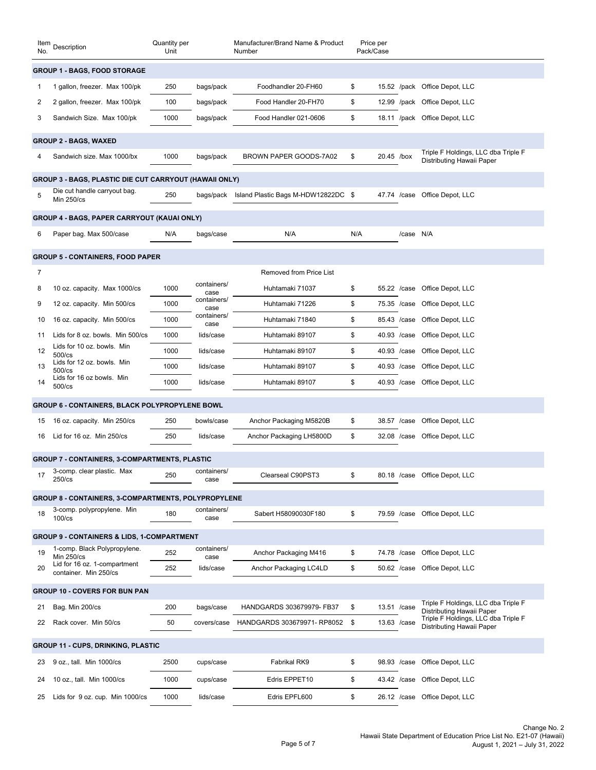| Item No. | Description | Quantity per Unit | | Manufacturer/Brand Name & Product Number | Price per Pack/Case | | |
|---|---|---|---|---|---|---|---|
| **GROUP 1 - BAGS, FOOD STORAGE** | | | | | | | |
| 1 | 1 gallon, freezer. Max 100/pk | 250 | bags/pack | Foodhandler 20-FH60 | $ 15.52 | /pack | Office Depot, LLC |
| 2 | 2 gallon, freezer. Max 100/pk | 100 | bags/pack | Food Handler 20-FH70 | $ 12.99 | /pack | Office Depot, LLC |
| 3 | Sandwich Size. Max 100/pk | 1000 | bags/pack | Food Handler 021-0606 | $ 18.11 | /pack | Office Depot, LLC |
| **GROUP 2 - BAGS, WAXED** | | | | | | | |
| 4 | Sandwich size. Max 1000/bx | 1000 | bags/pack | BROWN PAPER GOODS-7A02 | $ 20.45 | /box | Triple F Holdings, LLC dba Triple F Distributing Hawaii Paper |
| **GROUP 3 - BAGS, PLASTIC DIE CUT CARRYOUT (HAWAII ONLY)** | | | | | | | |
| 5 | Die cut handle carryout bag. Min 250/cs | 250 | bags/pack | Island Plastic Bags M-HDW12822DC | $ 47.74 | /case | Office Depot, LLC |
| **GROUP 4 - BAGS, PAPER CARRYOUT (KAUAI ONLY)** | | | | | | | |
| 6 | Paper bag. Max 500/case | N/A | bags/case | N/A | N/A | /case | N/A |
| **GROUP 5 - CONTAINERS, FOOD PAPER** | | | | | | | |
| 7 | | | | Removed from Price List | | | |
| 8 | 10 oz. capacity. Max 1000/cs | 1000 | containers/case | Huhtamaki 71037 | $ 55.22 | /case | Office Depot, LLC |
| 9 | 12 oz. capacity. Min 500/cs | 1000 | containers/case | Huhtamaki 71226 | $ 75.35 | /case | Office Depot, LLC |
| 10 | 16 oz. capacity. Min 500/cs | 1000 | containers/case | Huhtamaki 71840 | $ 85.43 | /case | Office Depot, LLC |
| 11 | Lids for 8 oz. bowls. Min 500/cs | 1000 | lids/case | Huhtamaki 89107 | $ 40.93 | /case | Office Depot, LLC |
| 12 | Lids for 10 oz. bowls. Min 500/cs | 1000 | lids/case | Huhtamaki 89107 | $ 40.93 | /case | Office Depot, LLC |
| 13 | Lids for 12 oz. bowls. Min 500/cs | 1000 | lids/case | Huhtamaki 89107 | $ 40.93 | /case | Office Depot, LLC |
| 14 | Lids for 16 oz bowls. Min 500/cs | 1000 | lids/case | Huhtamaki 89107 | $ 40.93 | /case | Office Depot, LLC |
| **GROUP 6 - CONTAINERS, BLACK POLYPROPYLENE BOWL** | | | | | | | |
| 15 | 16 oz. capacity. Min 250/cs | 250 | bowls/case | Anchor Packaging M5820B | $ 38.57 | /case | Office Depot, LLC |
| 16 | Lid for 16 oz. Min 250/cs | 250 | lids/case | Anchor Packaging LH5800D | $ 32.08 | /case | Office Depot, LLC |
| **GROUP 7 - CONTAINERS, 3-COMPARTMENTS, PLASTIC** | | | | | | | |
| 17 | 3-comp. clear plastic. Max 250/cs | 250 | containers/case | Clearseal C90PST3 | $ 80.18 | /case | Office Depot, LLC |
| **GROUP 8 - CONTAINERS, 3-COMPARTMENTS, POLYPROPYLENE** | | | | | | | |
| 18 | 3-comp. polypropylene. Min 100/cs | 180 | containers/case | Sabert H58090030F180 | $ 79.59 | /case | Office Depot, LLC |
| **GROUP 9 - CONTAINERS & LIDS, 1-COMPARTMENT** | | | | | | | |
| 19 | 1-comp. Black Polypropylene. Min 250/cs | 252 | containers/case | Anchor Packaging M416 | $ 74.78 | /case | Office Depot, LLC |
| 20 | Lid for 16 oz. 1-compartment container. Min 250/cs | 252 | lids/case | Anchor Packaging LC4LD | $ 50.62 | /case | Office Depot, LLC |
| **GROUP 10 - COVERS FOR BUN PAN** | | | | | | | |
| 21 | Bag. Min 200/cs | 200 | bags/case | HANDGARDS 303679979- FB37 | $ 13.51 | /case | Triple F Holdings, LLC dba Triple F Distributing Hawaii Paper |
| 22 | Rack cover. Min 50/cs | 50 | covers/case | HANDGARDS 303679971- RP8052 | $ 13.63 | /case | Triple F Holdings, LLC dba Triple F Distributing Hawaii Paper |
| **GROUP 11 - CUPS, DRINKING, PLASTIC** | | | | | | | |
| 23 | 9 oz., tall. Min 1000/cs | 2500 | cups/case | Fabrikal RK9 | $ 98.93 | /case | Office Depot, LLC |
| 24 | 10 oz., tall. Min 1000/cs | 1000 | cups/case | Edris EPPET10 | $ 43.42 | /case | Office Depot, LLC |
| 25 | Lids for 9 oz. cup. Min 1000/cs | 1000 | lids/case | Edris EPFL600 | $ 26.12 | /case | Office Depot, LLC |

Change No. 2
Hawaii State Department of Education Price List No. E21-07 (Hawaii)
August 1, 2021 – July 31, 2022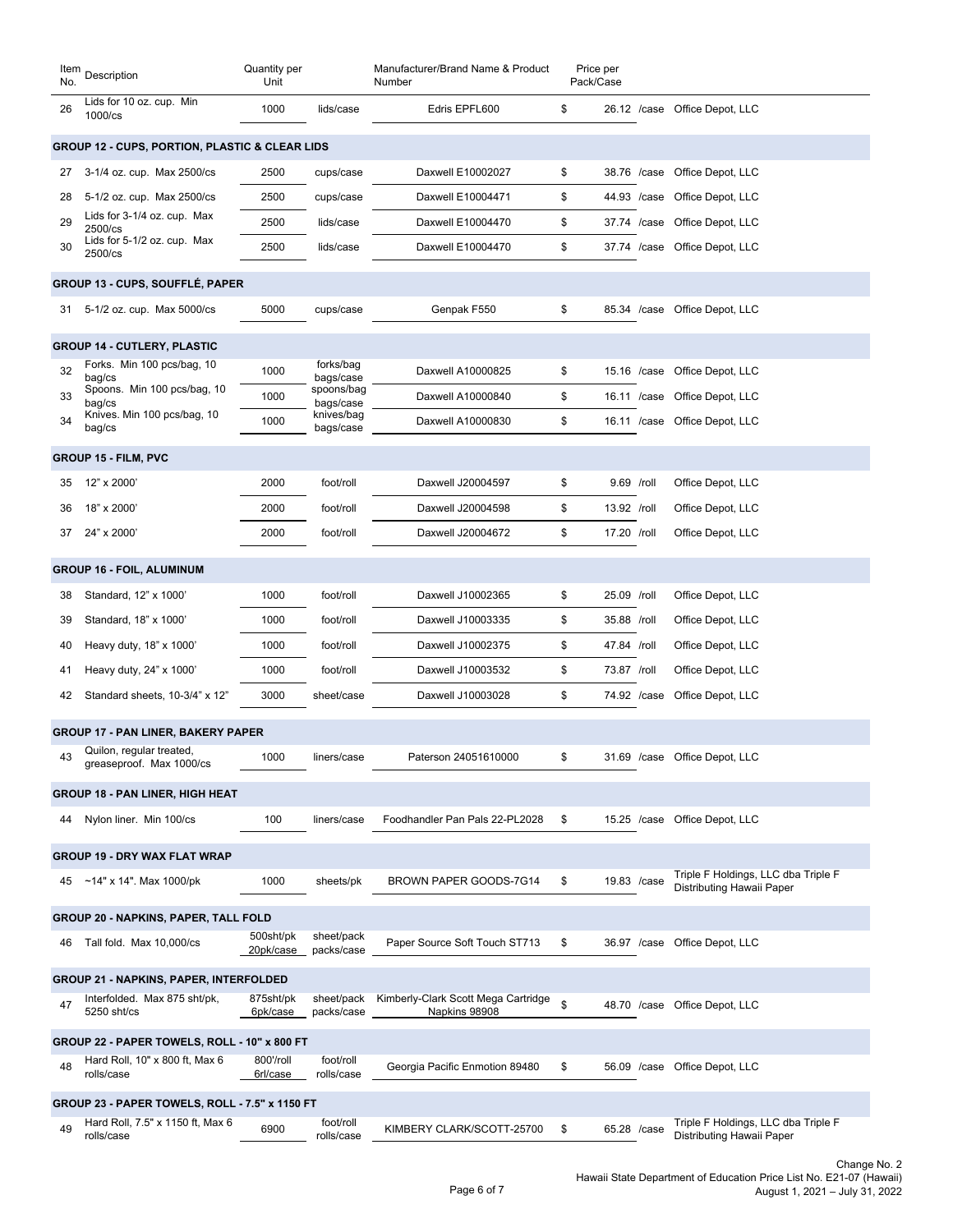| Item No. | Description | Quantity per Unit | | Manufacturer/Brand Name & Product Number | Price per Pack/Case | | |
|---|---|---|---|---|---|---|---|
| 26 | Lids for 10 oz. cup. Min 1000/cs | 1000 | lids/case | Edris EPFL600 | $ 26.12 | /case | Office Depot, LLC |
| **GROUP 12 - CUPS, PORTION, PLASTIC & CLEAR LIDS** | | | | | | | |
| 27 | 3-1/4 oz. cup. Max 2500/cs | 2500 | cups/case | Daxwell E10002027 | $ 38.76 | /case | Office Depot, LLC |
| 28 | 5-1/2 oz. cup. Max 2500/cs | 2500 | cups/case | Daxwell E10004471 | $ 44.93 | /case | Office Depot, LLC |
| 29 | Lids for 3-1/4 oz. cup. Max 2500/cs | 2500 | lids/case | Daxwell E10004470 | $ 37.74 | /case | Office Depot, LLC |
| 30 | Lids for 5-1/2 oz. cup. Max 2500/cs | 2500 | lids/case | Daxwell E10004470 | $ 37.74 | /case | Office Depot, LLC |
| **GROUP 13 - CUPS, SOUFFLÉ, PAPER** | | | | | | | |
| 31 | 5-1/2 oz. cup. Max 5000/cs | 5000 | cups/case | Genpak F550 | $ 85.34 | /case | Office Depot, LLC |
| **GROUP 14 - CUTLERY, PLASTIC** | | | | | | | |
| 32 | Forks. Min 100 pcs/bag, 10 bag/cs | 1000 | forks/bag bags/case | Daxwell A10000825 | $ 15.16 | /case | Office Depot, LLC |
| 33 | Spoons. Min 100 pcs/bag, 10 bag/cs | 1000 | spoons/bag bags/case | Daxwell A10000840 | $ 16.11 | /case | Office Depot, LLC |
| 34 | Knives. Min 100 pcs/bag, 10 bag/cs | 1000 | knives/bag bags/case | Daxwell A10000830 | $ 16.11 | /case | Office Depot, LLC |
| **GROUP 15 - FILM, PVC** | | | | | | | |
| 35 | 12" x 2000' | 2000 | foot/roll | Daxwell J20004597 | $ 9.69 | /roll | Office Depot, LLC |
| 36 | 18" x 2000' | 2000 | foot/roll | Daxwell J20004598 | $ 13.92 | /roll | Office Depot, LLC |
| 37 | 24" x 2000' | 2000 | foot/roll | Daxwell J20004672 | $ 17.20 | /roll | Office Depot, LLC |
| **GROUP 16 - FOIL, ALUMINUM** | | | | | | | |
| 38 | Standard, 12" x 1000' | 1000 | foot/roll | Daxwell J10002365 | $ 25.09 | /roll | Office Depot, LLC |
| 39 | Standard, 18" x 1000' | 1000 | foot/roll | Daxwell J10003335 | $ 35.88 | /roll | Office Depot, LLC |
| 40 | Heavy duty, 18" x 1000' | 1000 | foot/roll | Daxwell J10002375 | $ 47.84 | /roll | Office Depot, LLC |
| 41 | Heavy duty, 24" x 1000' | 1000 | foot/roll | Daxwell J10003532 | $ 73.87 | /roll | Office Depot, LLC |
| 42 | Standard sheets, 10-3/4" x 12" | 3000 | sheet/case | Daxwell J10003028 | $ 74.92 | /case | Office Depot, LLC |
| **GROUP 17 - PAN LINER, BAKERY PAPER** | | | | | | | |
| 43 | Quilon, regular treated, greaseproof. Max 1000/cs | 1000 | liners/case | Paterson 24051610000 | $ 31.69 | /case | Office Depot, LLC |
| **GROUP 18 - PAN LINER, HIGH HEAT** | | | | | | | |
| 44 | Nylon liner. Min 100/cs | 100 | liners/case | Foodhandler Pan Pals 22-PL2028 | $ 15.25 | /case | Office Depot, LLC |
| **GROUP 19 - DRY WAX FLAT WRAP** | | | | | | | |
| 45 | ~14" x 14". Max 1000/pk | 1000 | sheets/pk | BROWN PAPER GOODS-7G14 | $ 19.83 | /case | Triple F Holdings, LLC dba Triple F Distributing Hawaii Paper |
| **GROUP 20 - NAPKINS, PAPER, TALL FOLD** | | | | | | | |
| 46 | Tall fold. Max 10,000/cs | 500sht/pk 20pk/case | sheet/pack packs/case | Paper Source Soft Touch ST713 | $ 36.97 | /case | Office Depot, LLC |
| **GROUP 21 - NAPKINS, PAPER, INTERFOLDED** | | | | | | | |
| 47 | Interfolded. Max 875 sht/pk, 5250 sht/cs | 875sht/pk 6pk/case | sheet/pack packs/case | Kimberly-Clark Scott Mega Cartridge Napkins 98908 | $ 48.70 | /case | Office Depot, LLC |
| **GROUP 22 - PAPER TOWELS, ROLL - 10" x 800 FT** | | | | | | | |
| 48 | Hard Roll, 10" x 800 ft, Max 6 rolls/case | 800'/roll 6rl/case | foot/roll rolls/case | Georgia Pacific Enmotion 89480 | $ 56.09 | /case | Office Depot, LLC |
| **GROUP 23 - PAPER TOWELS, ROLL - 7.5" x 1150 FT** | | | | | | | |
| 49 | Hard Roll, 7.5" x 1150 ft, Max 6 rolls/case | 6900 | foot/roll rolls/case | KIMBERY CLARK/SCOTT-25700 | $ 65.28 | /case | Triple F Holdings, LLC dba Triple F Distributing Hawaii Paper |

Change No. 2
Hawaii State Department of Education Price List No. E21-07 (Hawaii)
August 1, 2021 – July 31, 2022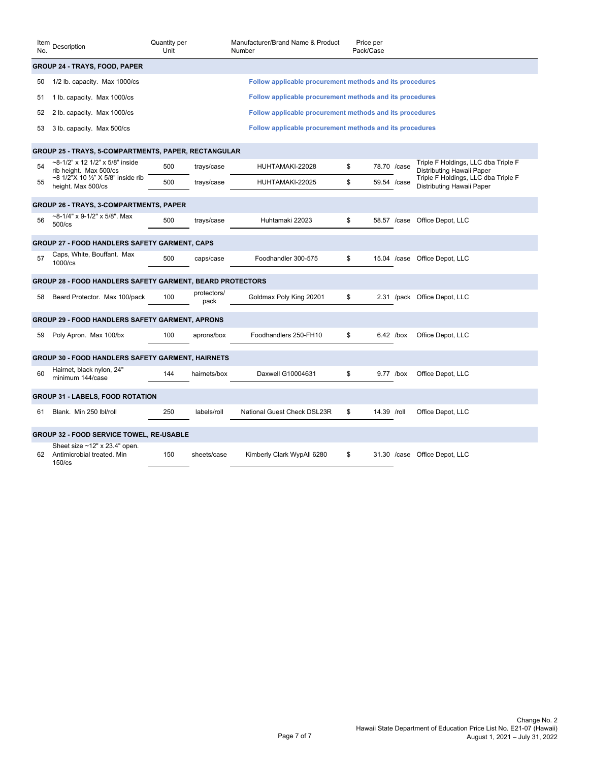| Item No. | Description | Quantity per Unit | | Manufacturer/Brand Name & Product Number | Price per Pack/Case | | |
|---|---|---|---|---|---|---|---|
| **GROUP 24 - TRAYS, FOOD, PAPER** | | | | | | | |
| 50 | 1/2 lb. capacity. Max 1000/cs | | | Follow applicable procurement methods and its procedures | | | |
| 51 | 1 lb. capacity. Max 1000/cs | | | Follow applicable procurement methods and its procedures | | | |
| 52 | 2 lb. capacity. Max 1000/cs | | | Follow applicable procurement methods and its procedures | | | |
| 53 | 3 lb. capacity. Max 500/cs | | | Follow applicable procurement methods and its procedures | | | |
| **GROUP 25 - TRAYS, 5-COMPARTMENTS, PAPER, RECTANGULAR** | | | | | | | |
| 54 | ~8-1/2" x 12 1/2" x 5/8" inside rib height. Max 500/cs | 500 | trays/case | HUHTAMAKI-22028 | $ 78.70 | /case | Triple F Holdings, LLC dba Triple F Distributing Hawaii Paper |
| 55 | ~8 1/2"X 10 ½" X 5/8" inside rib height. Max 500/cs | 500 | trays/case | HUHTAMAKI-22025 | $ 59.54 | /case | Triple F Holdings, LLC dba Triple F Distributing Hawaii Paper |
| **GROUP 26 - TRAYS, 3-COMPARTMENTS, PAPER** | | | | | | | |
| 56 | ~8-1/4" x 9-1/2" x 5/8". Max 500/cs | 500 | trays/case | Huhtamaki 22023 | $ 58.57 | /case | Office Depot, LLC |
| **GROUP 27 - FOOD HANDLERS SAFETY GARMENT, CAPS** | | | | | | | |
| 57 | Caps, White, Bouffant. Max 1000/cs | 500 | caps/case | Foodhandler 300-575 | $ 15.04 | /case | Office Depot, LLC |
| **GROUP 28 - FOOD HANDLERS SAFETY GARMENT, BEARD PROTECTORS** | | | | | | | |
| 58 | Beard Protector. Max 100/pack | 100 | protectors/pack | Goldmax Poly King 20201 | $ 2.31 | /pack | Office Depot, LLC |
| **GROUP 29 - FOOD HANDLERS SAFETY GARMENT, APRONS** | | | | | | | |
| 59 | Poly Apron. Max 100/bx | 100 | aprons/box | Foodhandlers 250-FH10 | $ 6.42 | /box | Office Depot, LLC |
| **GROUP 30 - FOOD HANDLERS SAFETY GARMENT, HAIRNETS** | | | | | | | |
| 60 | Hairnet, black nylon, 24" minimum 144/case | 144 | hairnets/box | Daxwell G10004631 | $ 9.77 | /box | Office Depot, LLC |
| **GROUP 31 - LABELS, FOOD ROTATION** | | | | | | | |
| 61 | Blank. Min 250 lbl/roll | 250 | labels/roll | National Guest Check DSL23R | $ 14.39 | /roll | Office Depot, LLC |
| **GROUP 32 - FOOD SERVICE TOWEL, RE-USABLE** | | | | | | | |
| 62 | Sheet size ~12" x 23.4" open. Antimicrobial treated. Min 150/cs | 150 | sheets/case | Kimberly Clark WypAll 6280 | $ 31.30 | /case | Office Depot, LLC |

Change No. 2
Hawaii State Department of Education Price List No. E21-07 (Hawaii)
August 1, 2021 – July 31, 2022